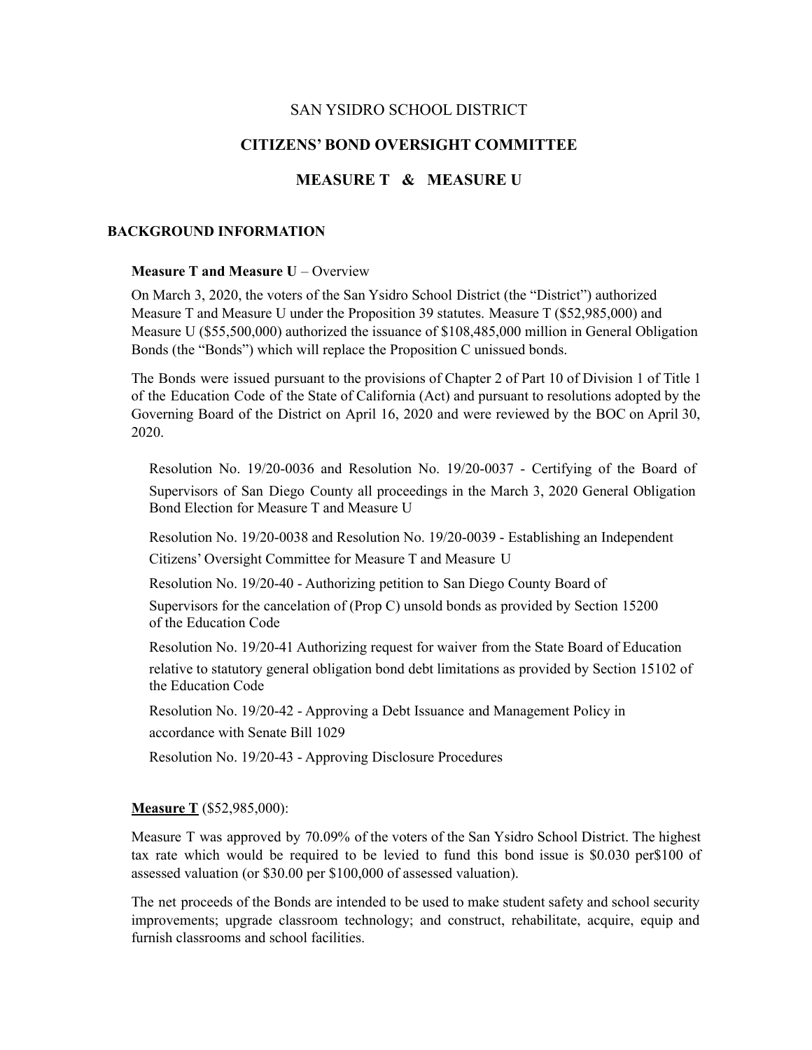# SAN YSIDRO SCHOOL DISTRICT

## CITIZENS' BOND OVERSIGHT COMMITTEE

## MEASURE T & MEASURE U

### BACKGROUND INFORMATION

**Measure T and Measure U** – Overview

On March 3, 2020, the voters of the San Ysidro School District (the "District") authorized Measure T and Measure U under the Proposition 39 statutes. Measure T ($52,985,000) and Measure U ($55,500,000) authorized the issuance of $108,485,000 million in General Obligation Bonds (the "Bonds") which will replace the Proposition C unissued bonds.

The Bonds were issued pursuant to the provisions of Chapter 2 of Part 10 of Division 1 of Title 1 of the Education Code of the State of California (Act) and pursuant to resolutions adopted by the Governing Board of the District on April 16, 2020 and were reviewed by the BOC on April 30, 2020.

Resolution No. 19/20-0036 and Resolution No. 19/20-0037 - Certifying of the Board of Supervisors of San Diego County all proceedings in the March 3, 2020 General Obligation Bond Election for Measure T and Measure U

Resolution No. 19/20-0038 and Resolution No. 19/20-0039 - Establishing an Independent Citizens' Oversight Committee for Measure T and Measure U

Resolution No. 19/20-40 - Authorizing petition to San Diego County Board of Supervisors for the cancelation of (Prop C) unsold bonds as provided by Section 15200 of the Education Code

Resolution No. 19/20-41 Authorizing request for waiver from the State Board of Education relative to statutory general obligation bond debt limitations as provided by Section 15102 of the Education Code

Resolution No. 19/20-42 - Approving a Debt Issuance and Management Policy in accordance with Senate Bill 1029

Resolution No. 19/20-43 - Approving Disclosure Procedures

**Measure T** ($52,985,000):

Measure T was approved by 70.09% of the voters of the San Ysidro School District. The highest tax rate which would be required to be levied to fund this bond issue is $0.030 per$100 of assessed valuation (or $30.00 per $100,000 of assessed valuation).

The net proceeds of the Bonds are intended to be used to make student safety and school security improvements; upgrade classroom technology; and construct, rehabilitate, acquire, equip and furnish classrooms and school facilities.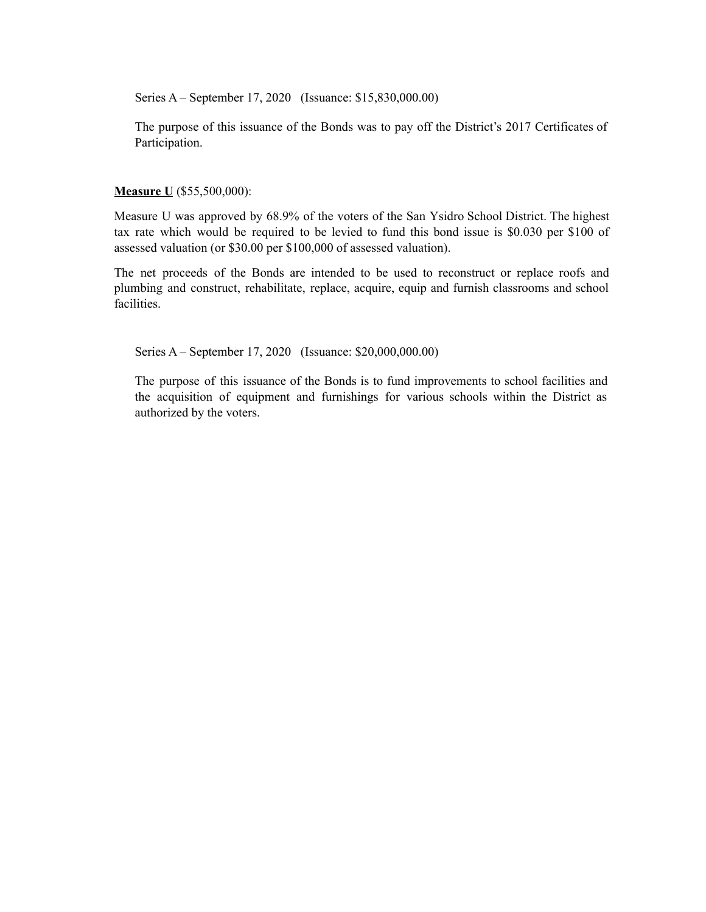Series A – September 17, 2020 (Issuance: $15,830,000.00)

The purpose of this issuance of the Bonds was to pay off the District's 2017 Certificates of Participation.

**Measure U** ($55,500,000):

Measure U was approved by 68.9% of the voters of the San Ysidro School District. The highest tax rate which would be required to be levied to fund this bond issue is $0.030 per $100 of assessed valuation (or $30.00 per $100,000 of assessed valuation).

The net proceeds of the Bonds are intended to be used to reconstruct or replace roofs and plumbing and construct, rehabilitate, replace, acquire, equip and furnish classrooms and school facilities.

Series A – September 17, 2020 (Issuance: $20,000,000.00)

The purpose of this issuance of the Bonds is to fund improvements to school facilities and the acquisition of equipment and furnishings for various schools within the District as authorized by the voters.